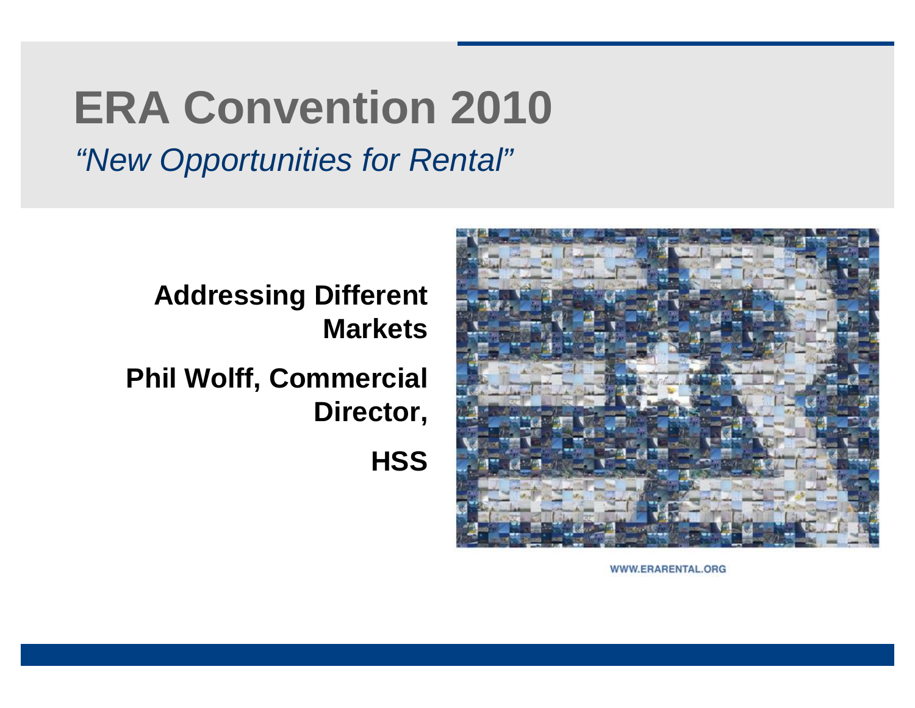# ERA Convention 2010

*"New Opportunities for Rental"*

**Addressing Different Markets**

**Phil Wolff, Commercial Director,**

**HSS**

WWW.ERARENTAL.ORG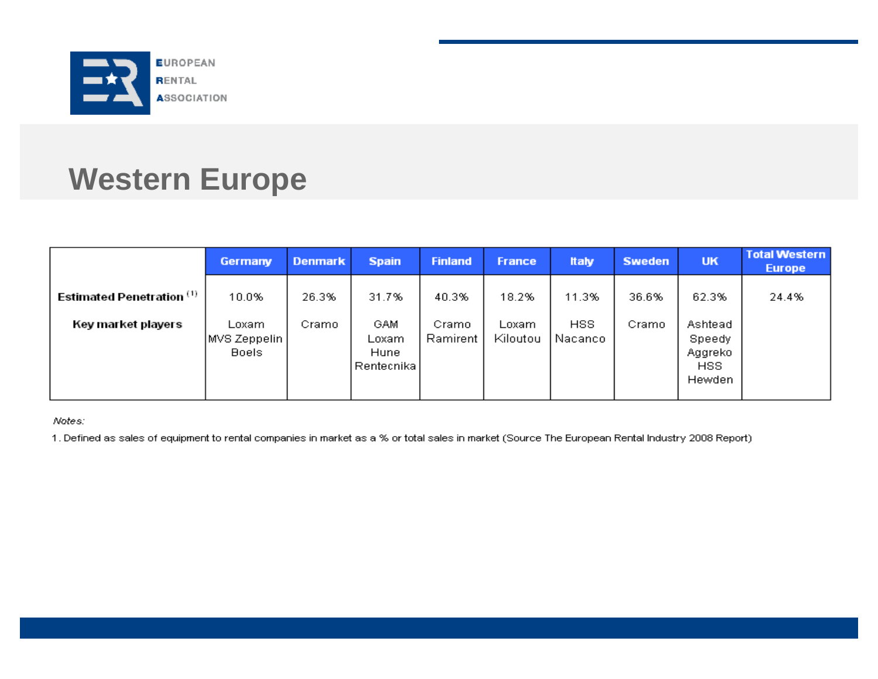# Western Europe

| | Germany | Denmark | Spain | Finland | France | Italy | Sweden | UK | Total Western Europe |
|---|---|---|---|---|---|---|---|---|---|
| **Estimated Penetration** [1] | 10.0% | 26.3% | 31.7% | 40.3% | 18.2% | 11.3% | 36.6% | 62.3% | 24.4% |
| **Key market players** | Loxam<br>MVS Zeppelin<br>Boels | Cramo | GAM<br>Loxam<br>Hune<br>Rentecnika | Cramo<br>Ramirent | Loxam<br>Kiloutou | HSS<br>Nacanco | Cramo | Ashtead<br>Speedy<br>Aggreko<br>HSS<br>Hewden | |

*Notes:*

1. Defined as sales of equipment to rental companies in market as a % or total sales in market (Source The European Rental Industry 2008 Report)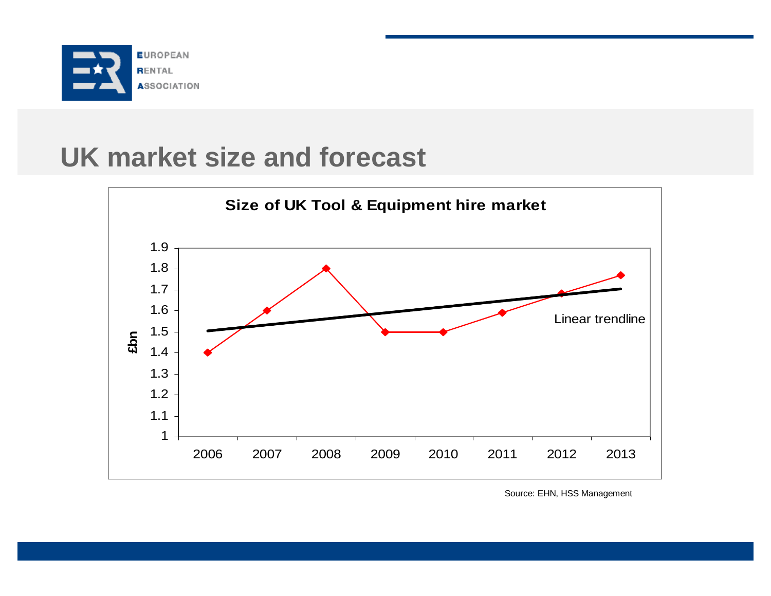# UK market size and forecast

**Size of UK Tool & Equipment hire market**

| Year | £bn |
| --- | --- |
| 2006 | 1.4 |
| 2007 | 1.6 |
| 2008 | 1.8 |
| 2009 | 1.5 |
| 2010 | 1.5 |
| 2011 | 1.59 |
| 2012 | 1.68 |
| 2013 | 1.77 |

Linear trendline

Source: EHN, HSS Management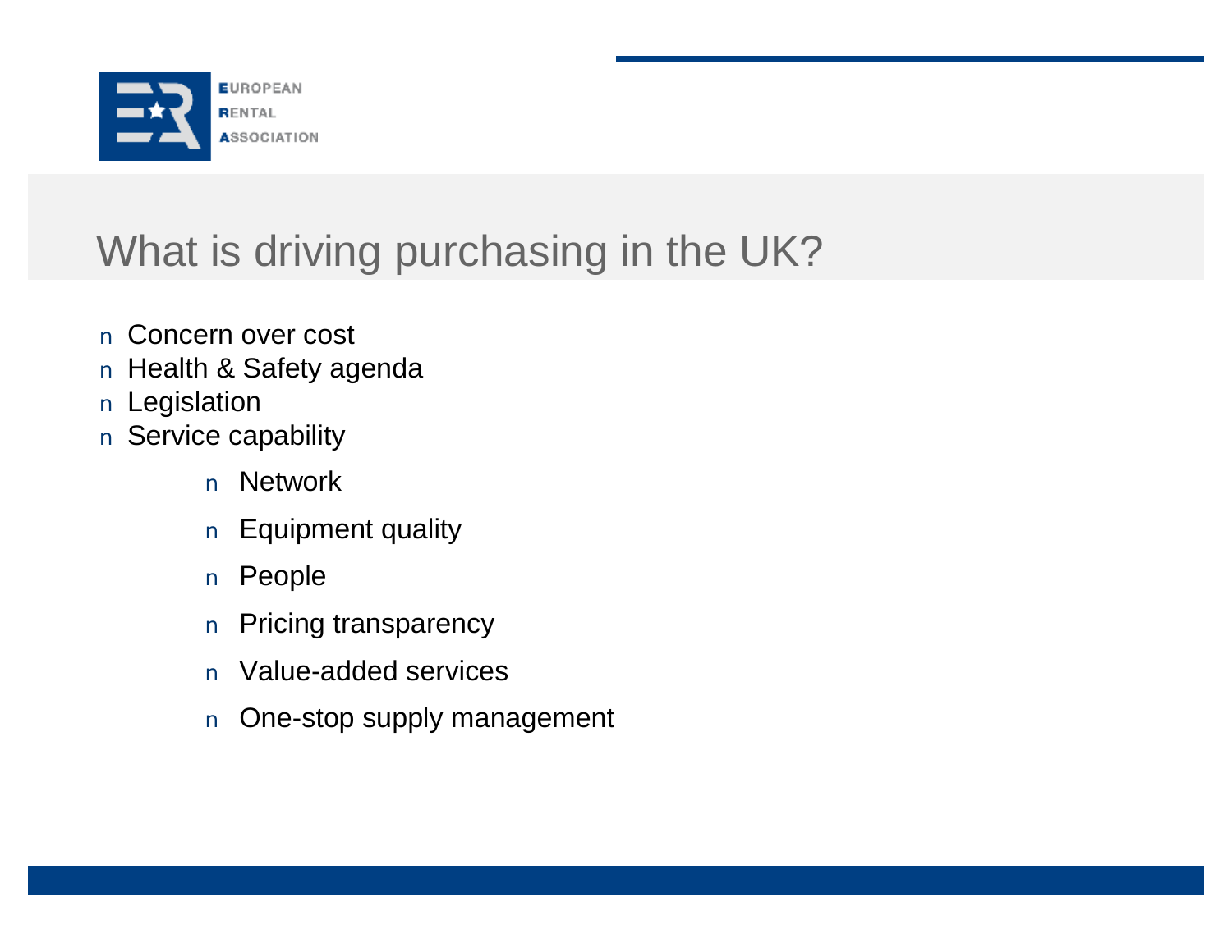# What is driving purchasing in the UK?

- Concern over cost
- Health & Safety agenda
- Legislation
- Service capability
    - Network
    - Equipment quality
    - People
    - Pricing transparency
    - Value-added services
    - One-stop supply management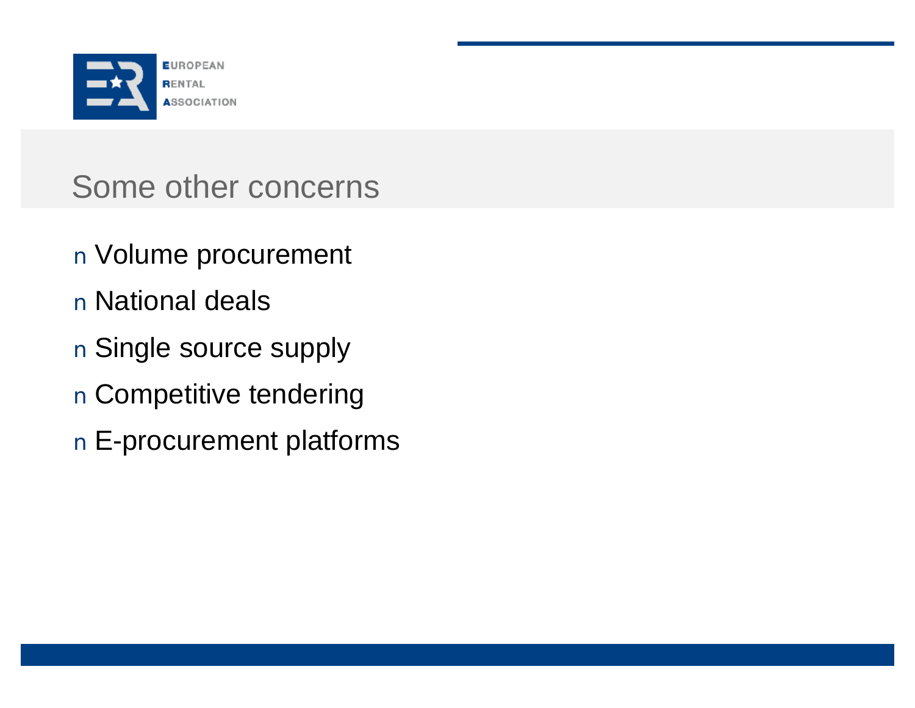## Some other concerns

- Volume procurement
- National deals
- Single source supply
- Competitive tendering
- E-procurement platforms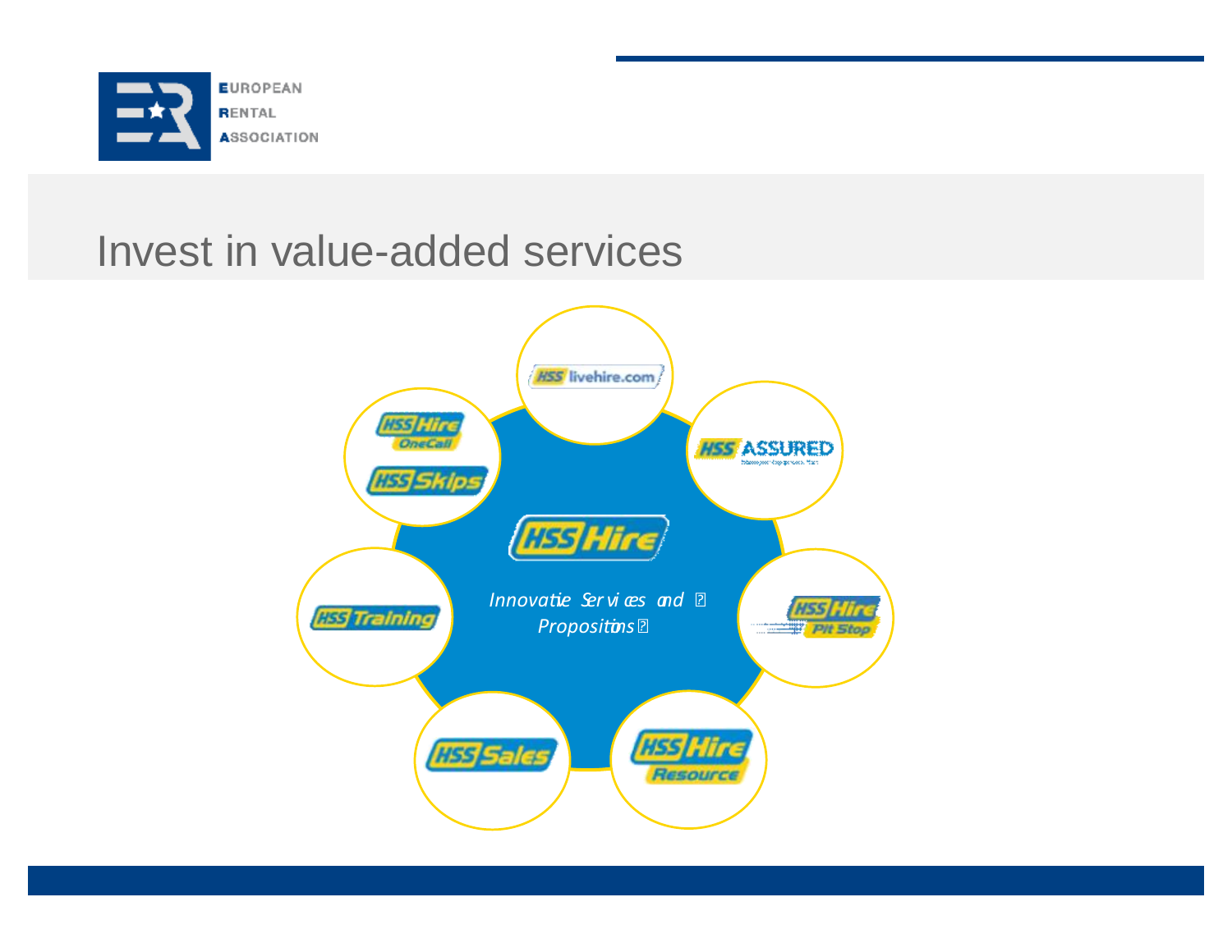# Invest in value-added services

HSS livehire.com

HSS ASSURED

HSS Hire Pit Stop

HSS Hire Resource

HSS Sales

HSS Training

HSS Hire OneCall

HSS Skips

HSS Hire

*Innovative Services and Propositions*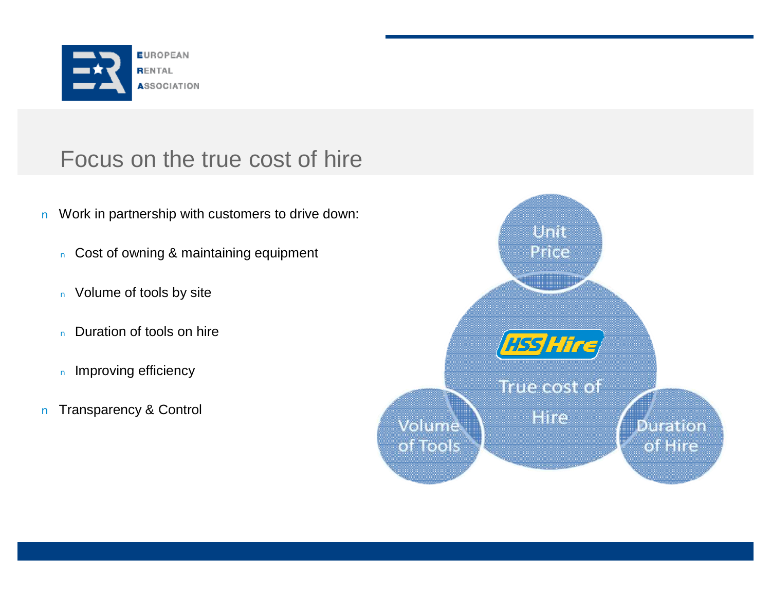# Focus on the true cost of hire

- Work in partnership with customers to drive down:
  - Cost of owning & maintaining equipment
  - Volume of tools by site
  - Duration of tools on hire
  - Improving efficiency
- Transparency & Control

Unit Price

HSS Hire

True cost of Hire

Volume of Tools

Duration of Hire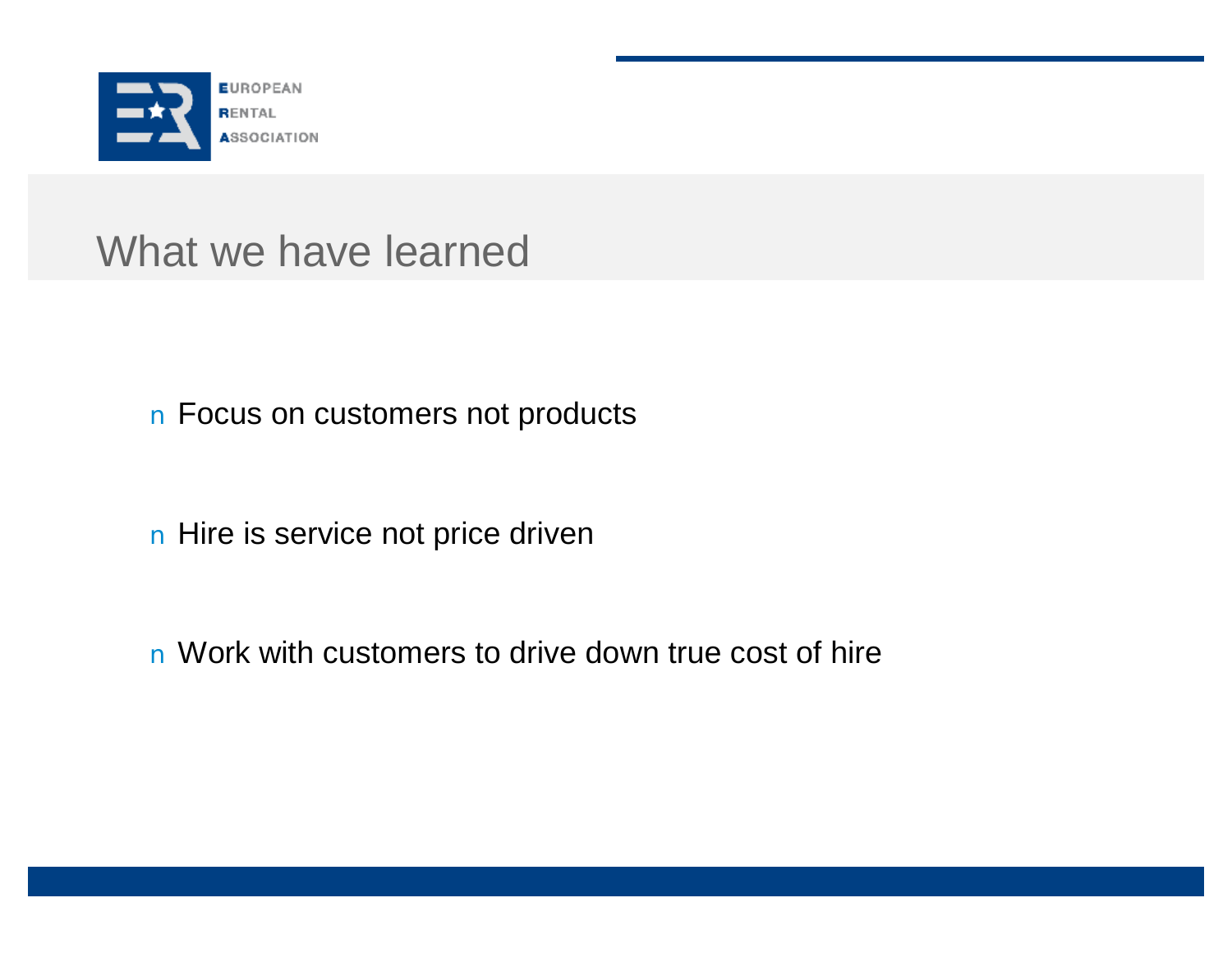# What we have learned

- Focus on customers not products
- Hire is service not price driven
- Work with customers to drive down true cost of hire